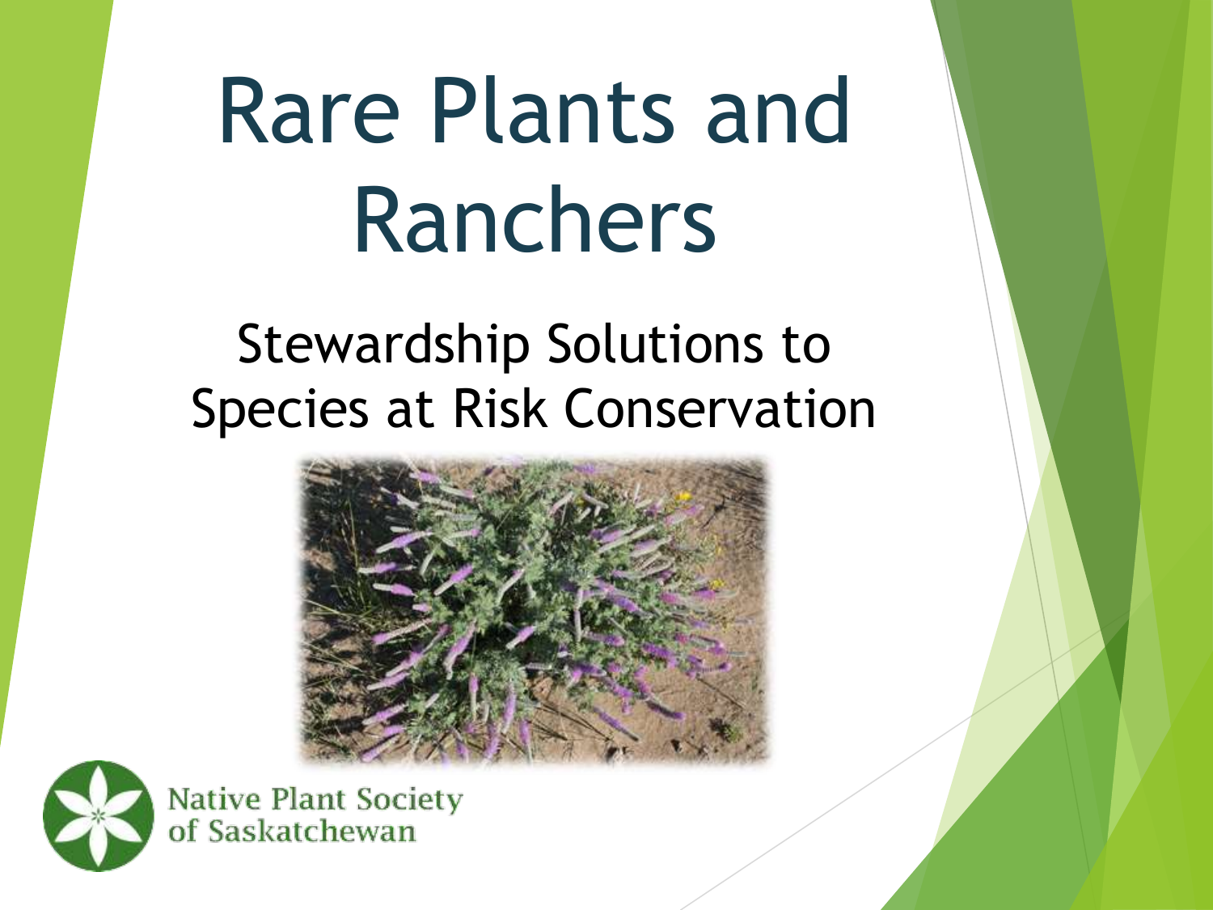# Rare Plants and Ranchers

## Stewardship Solutions to Species at Risk Conservation

Native Plant Society of Saskatchewan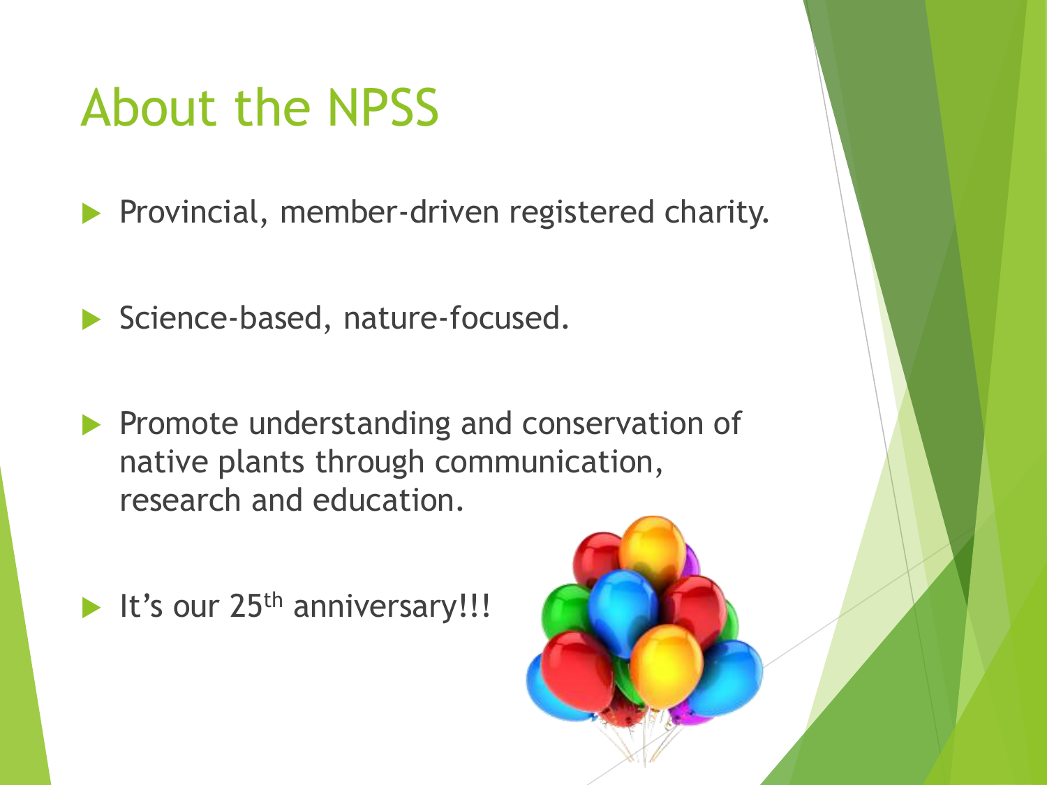# About the NPSS

- Provincial, member-driven registered charity.
- Science-based, nature-focused.
- Promote understanding and conservation of native plants through communication, research and education.
- It's our 25th anniversary!!!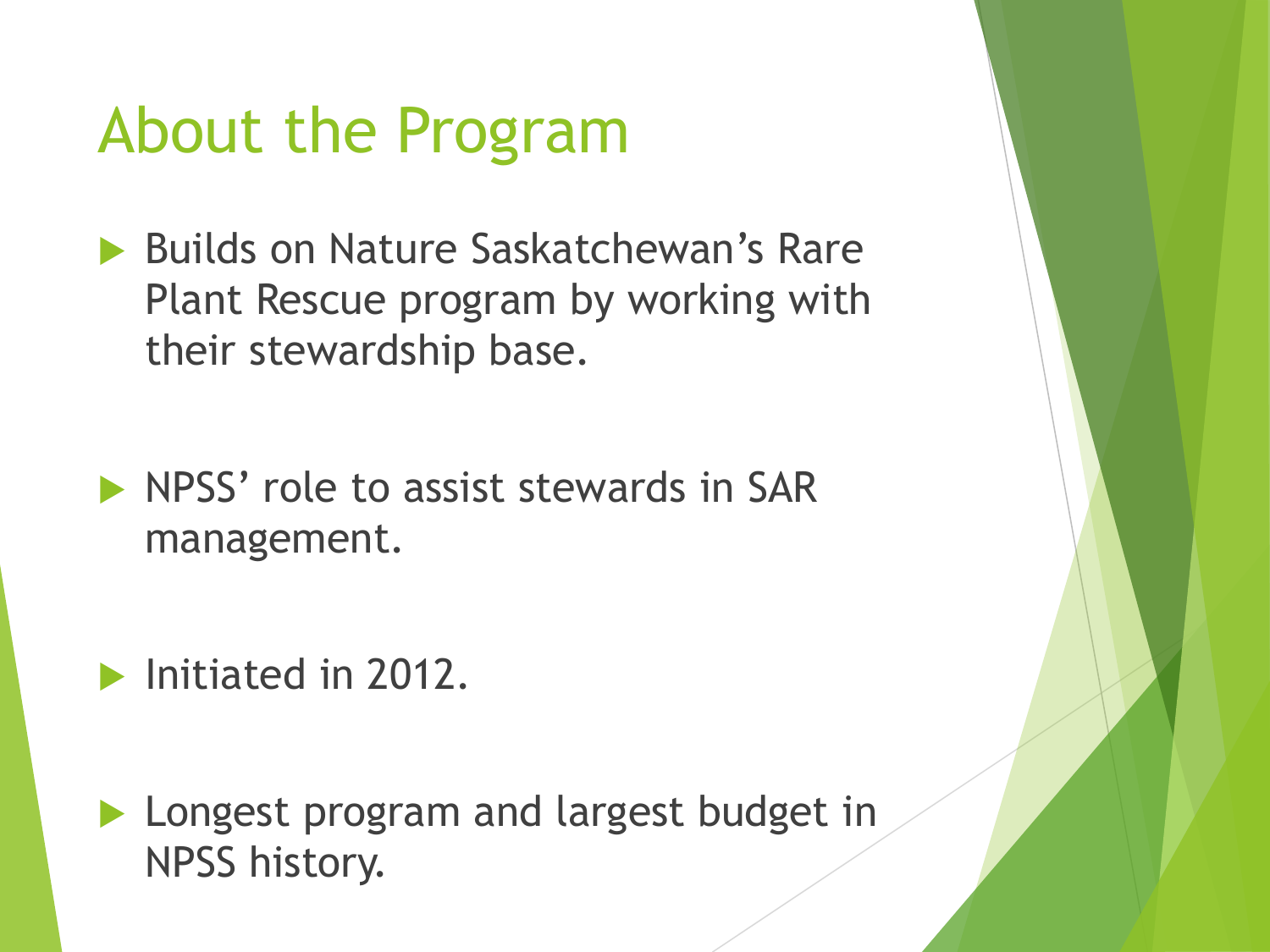# About the Program

- Builds on Nature Saskatchewan's Rare Plant Rescue program by working with their stewardship base.
- NPSS' role to assist stewards in SAR management.
- Initiated in 2012.
- Longest program and largest budget in NPSS history.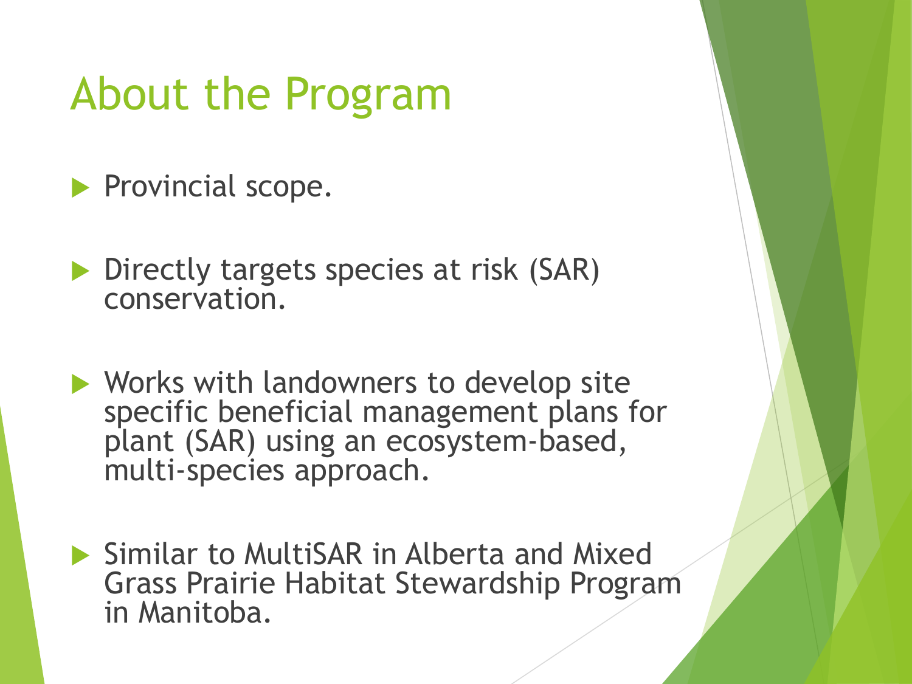# About the Program

- Provincial scope.
- Directly targets species at risk (SAR) conservation.
- Works with landowners to develop site specific beneficial management plans for plant (SAR) using an ecosystem-based, multi-species approach.
- Similar to MultiSAR in Alberta and Mixed Grass Prairie Habitat Stewardship Program in Manitoba.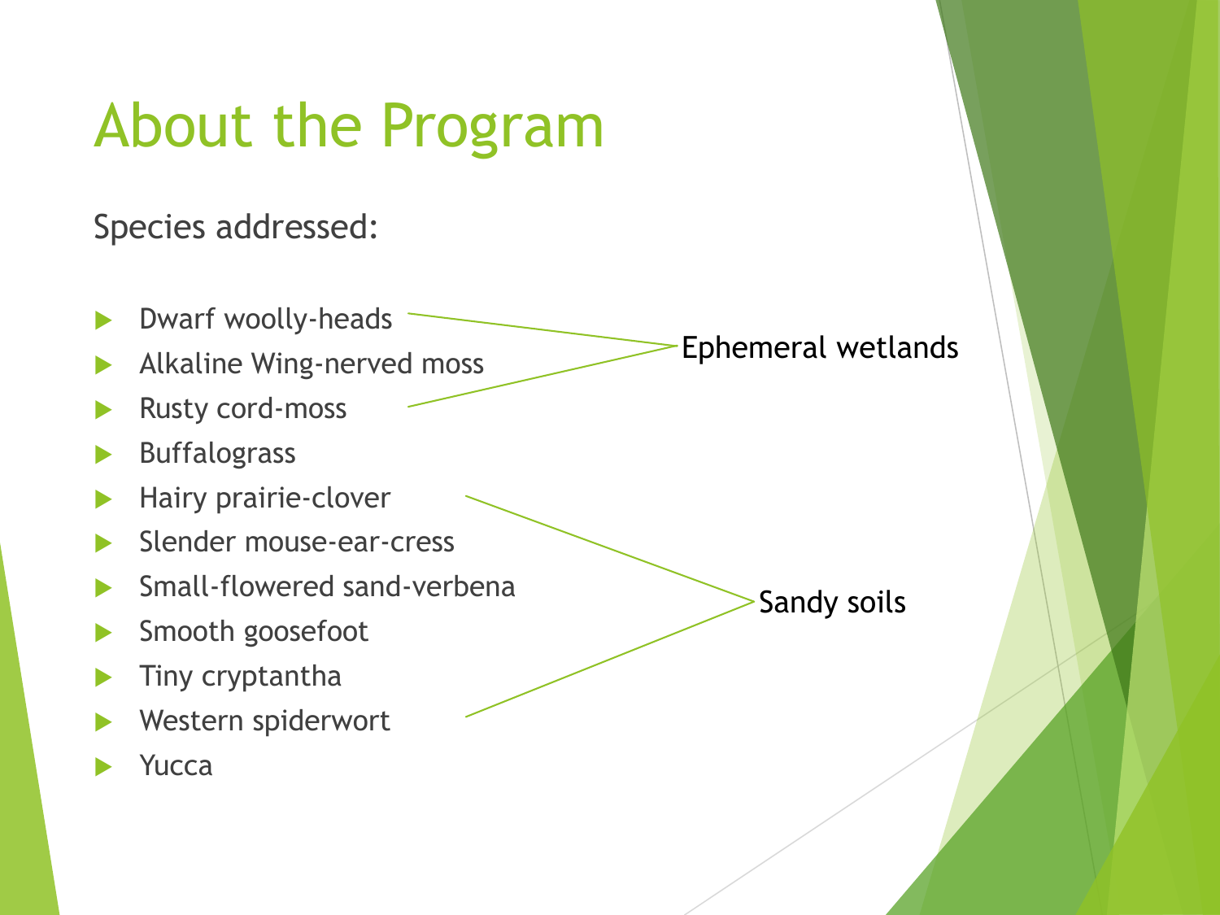# About the Program

Species addressed:

- Dwarf woolly-heads
- Alkaline Wing-nerved moss
- Rusty cord-moss
- Buffalograss
- Hairy prairie-clover
- Slender mouse-ear-cress
- Small-flowered sand-verbena
- Smooth goosefoot
- Tiny cryptantha
- Western spiderwort
- Yucca

Ephemeral wetlands (Dwarf woolly-heads through Rusty cord-moss)

Sandy soils (Hairy prairie-clover through Western spiderwort)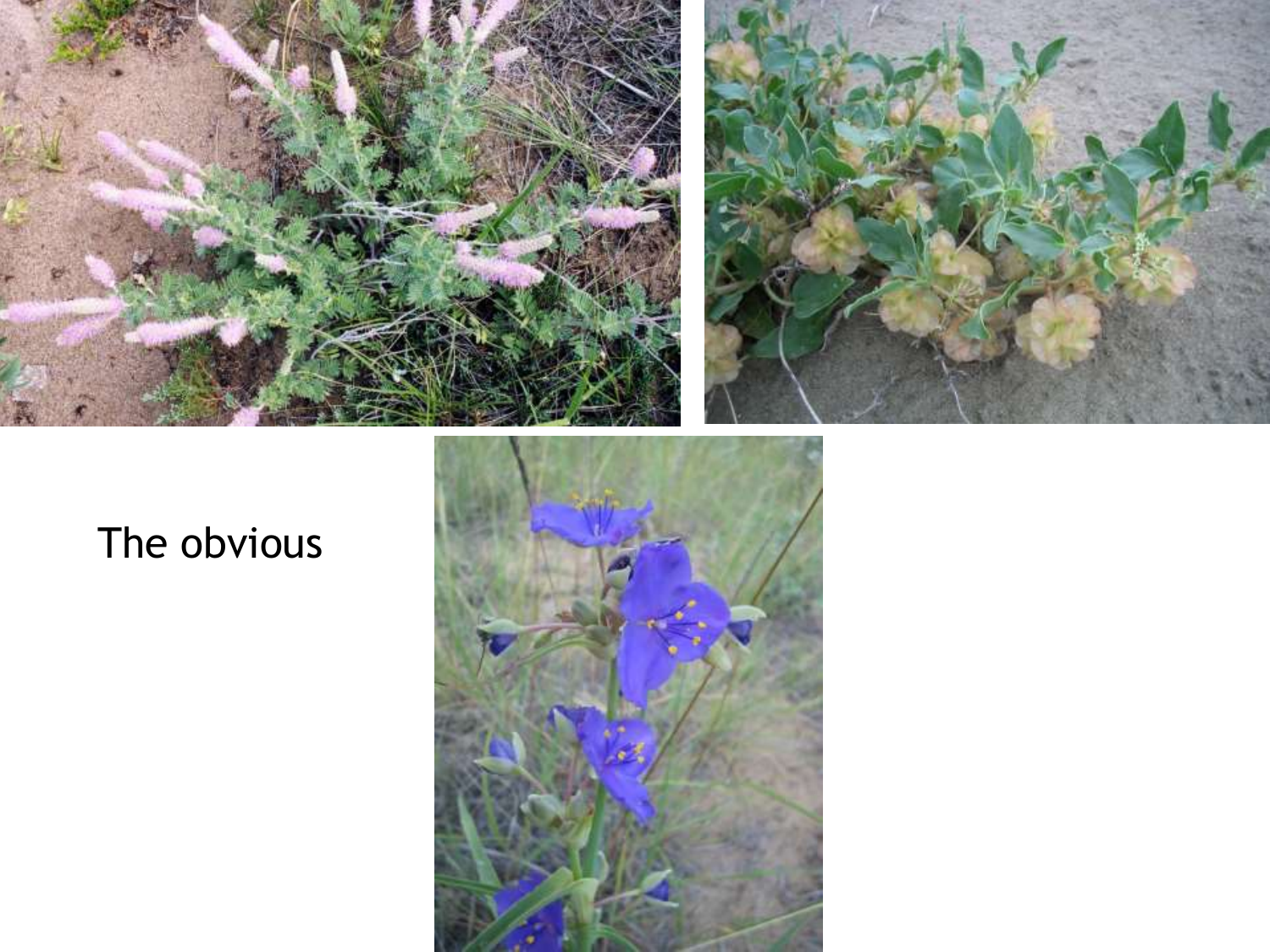The obvious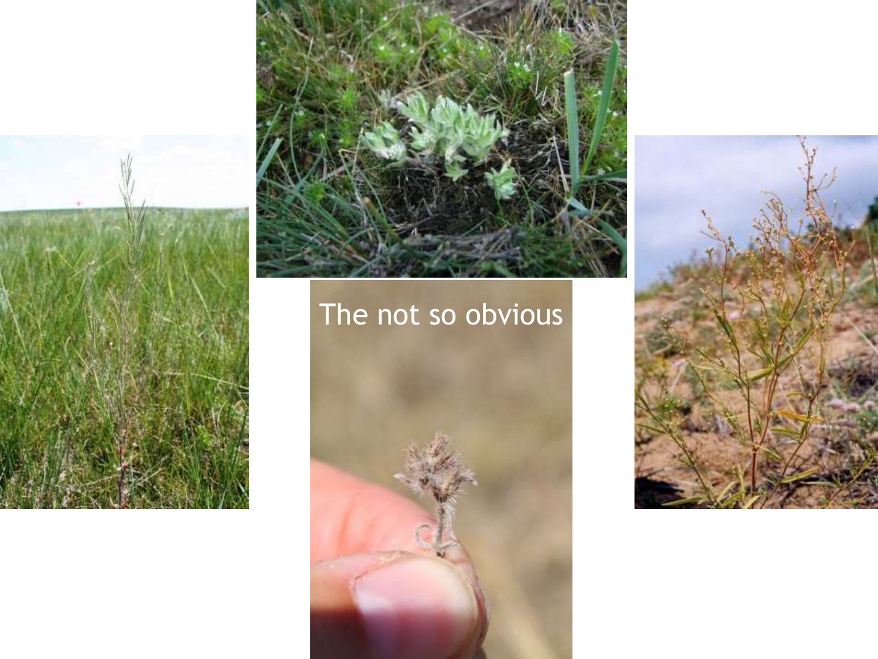The not so obvious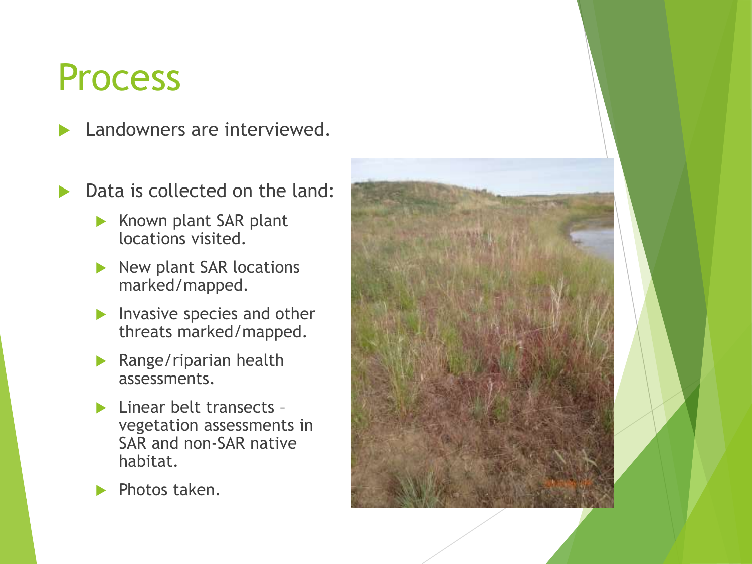# Process

- Landowners are interviewed.
- Data is collected on the land:
  - Known plant SAR plant locations visited.
  - New plant SAR locations marked/mapped.
  - Invasive species and other threats marked/mapped.
  - Range/riparian health assessments.
  - Linear belt transects – vegetation assessments in SAR and non-SAR native habitat.
  - Photos taken.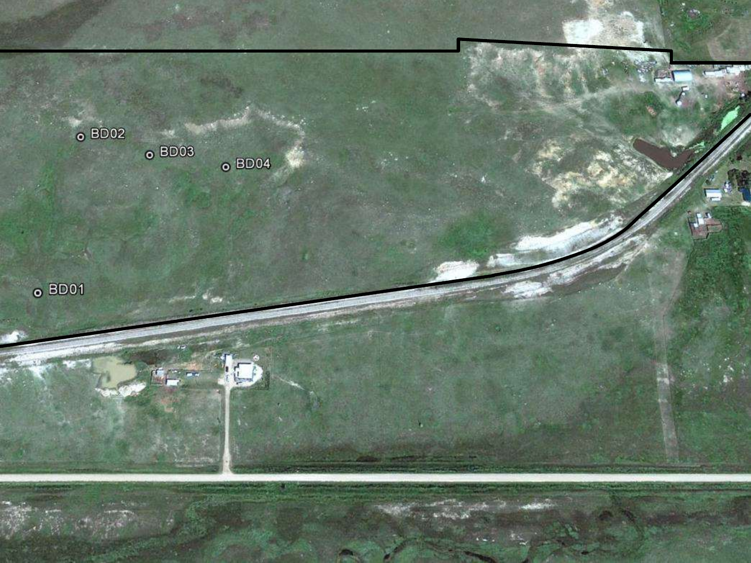BD02

BD03

BD04

BD01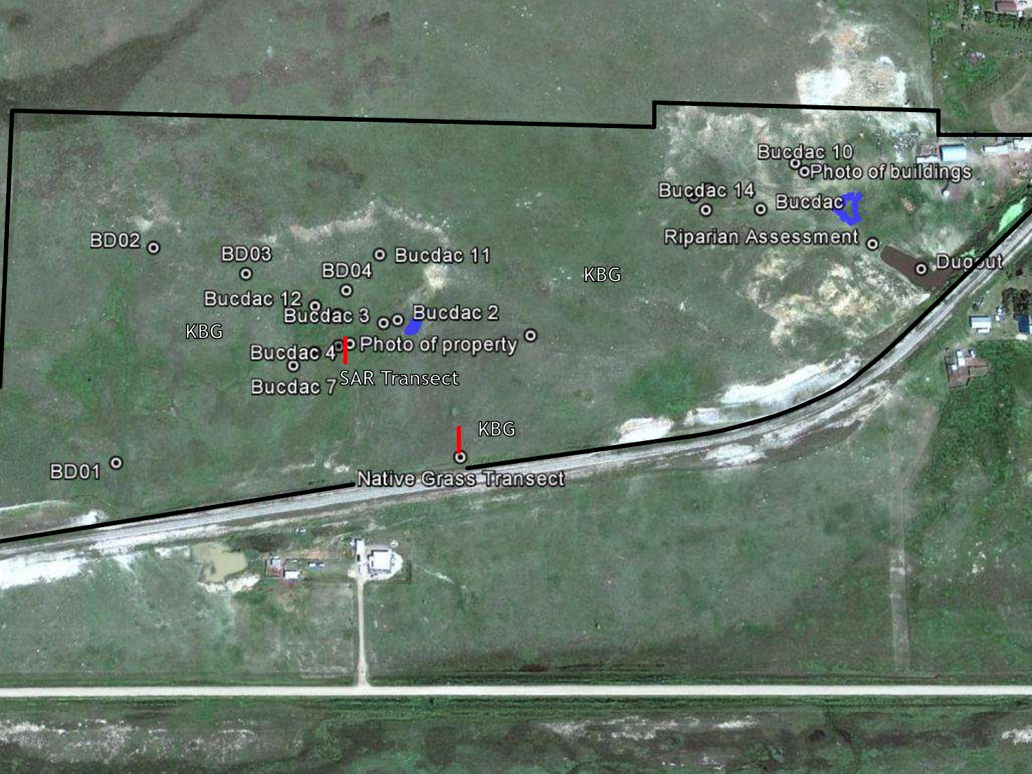Bucdac 10

Photo of buildings

Bucdac 14

Bucdac

Riparian Assessment

Dugout

BD02

BD03

Bucdac 11

BD04

KBG

Bucdac 12

Bucdac 3

Bucdac 2

KBG

Bucdac 4

Photo of property

SAR Transect

Bucdac 7

KBG

BD01

Native Grass Transect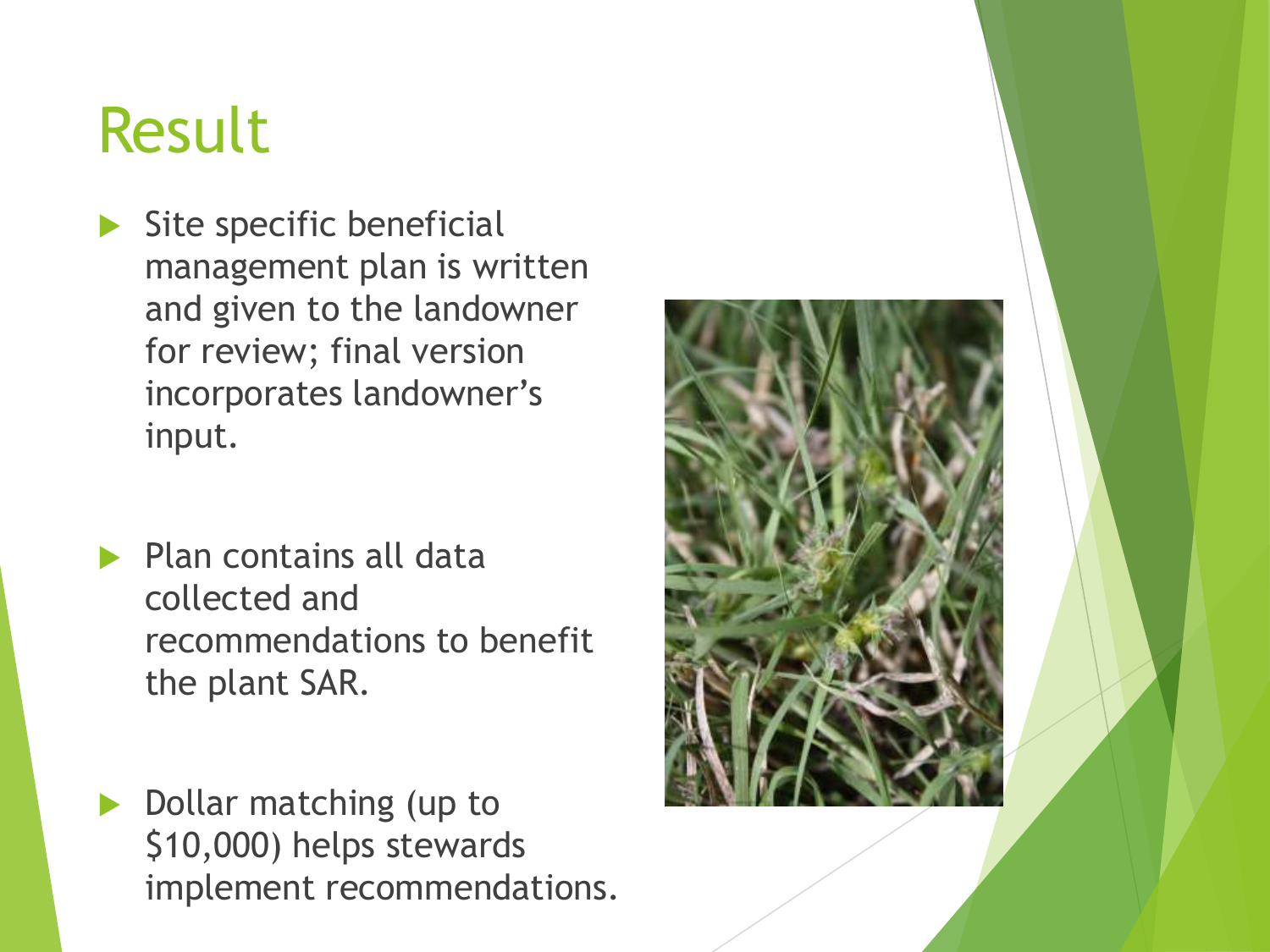# Result

- Site specific beneficial management plan is written and given to the landowner for review; final version incorporates landowner's input.
- Plan contains all data collected and recommendations to benefit the plant SAR.
- Dollar matching (up to $10,000) helps stewards implement recommendations.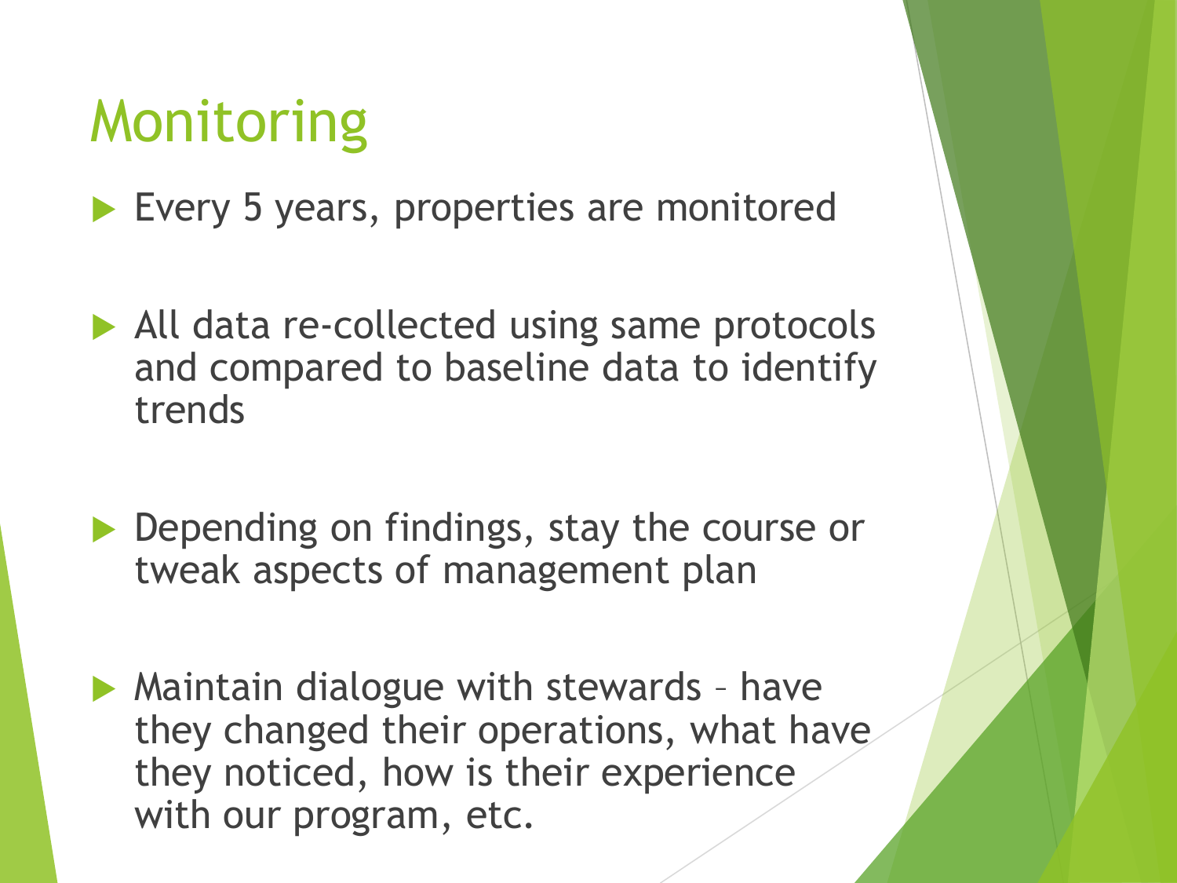# Monitoring

- Every 5 years, properties are monitored
- All data re-collected using same protocols and compared to baseline data to identify trends
- Depending on findings, stay the course or tweak aspects of management plan
- Maintain dialogue with stewards – have they changed their operations, what have they noticed, how is their experience with our program, etc.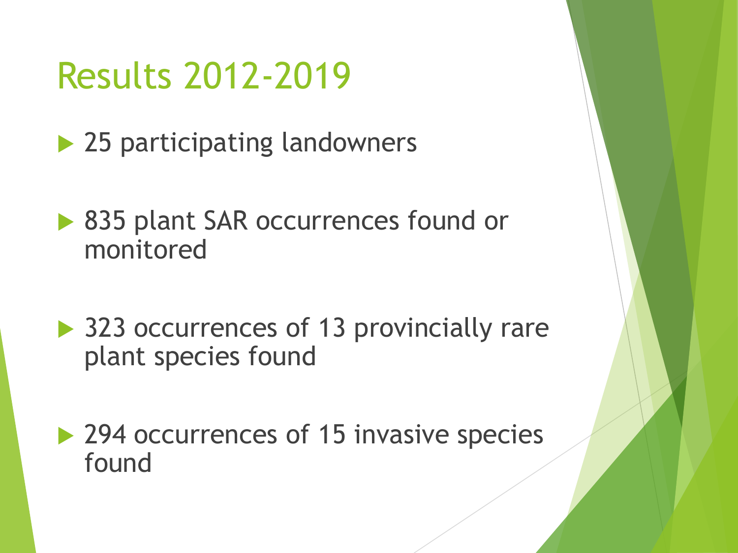# Results 2012-2019

- 25 participating landowners
- 835 plant SAR occurrences found or monitored
- 323 occurrences of 13 provincially rare plant species found
- 294 occurrences of 15 invasive species found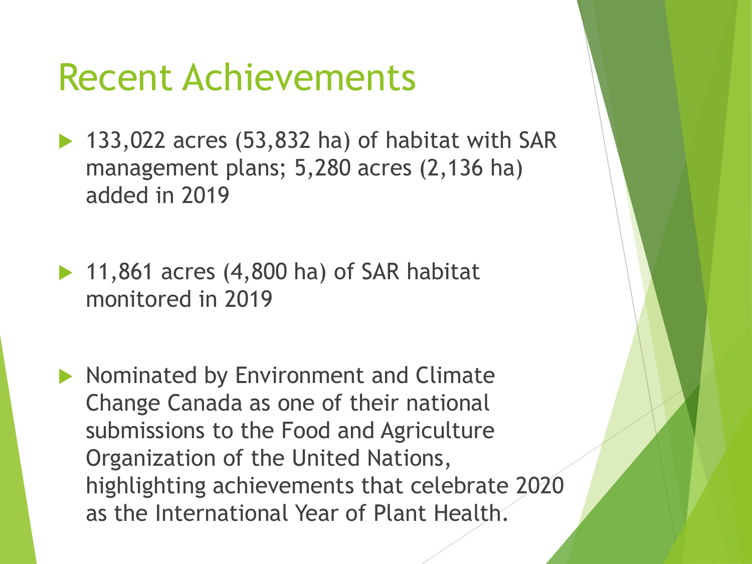# Recent Achievements

- 133,022 acres (53,832 ha) of habitat with SAR management plans; 5,280 acres (2,136 ha) added in 2019
- 11,861 acres (4,800 ha) of SAR habitat monitored in 2019
- Nominated by Environment and Climate Change Canada as one of their national submissions to the Food and Agriculture Organization of the United Nations, highlighting achievements that celebrate 2020 as the International Year of Plant Health.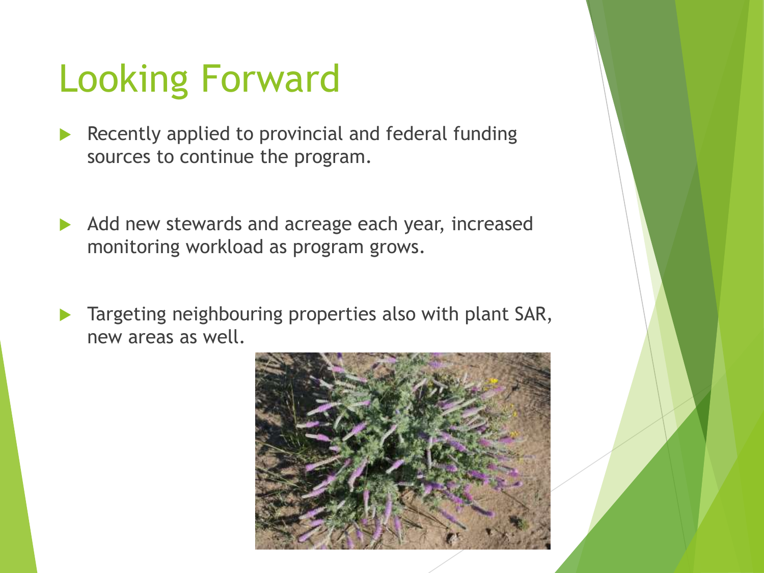# Looking Forward

- Recently applied to provincial and federal funding sources to continue the program.
- Add new stewards and acreage each year, increased monitoring workload as program grows.
- Targeting neighbouring properties also with plant SAR, new areas as well.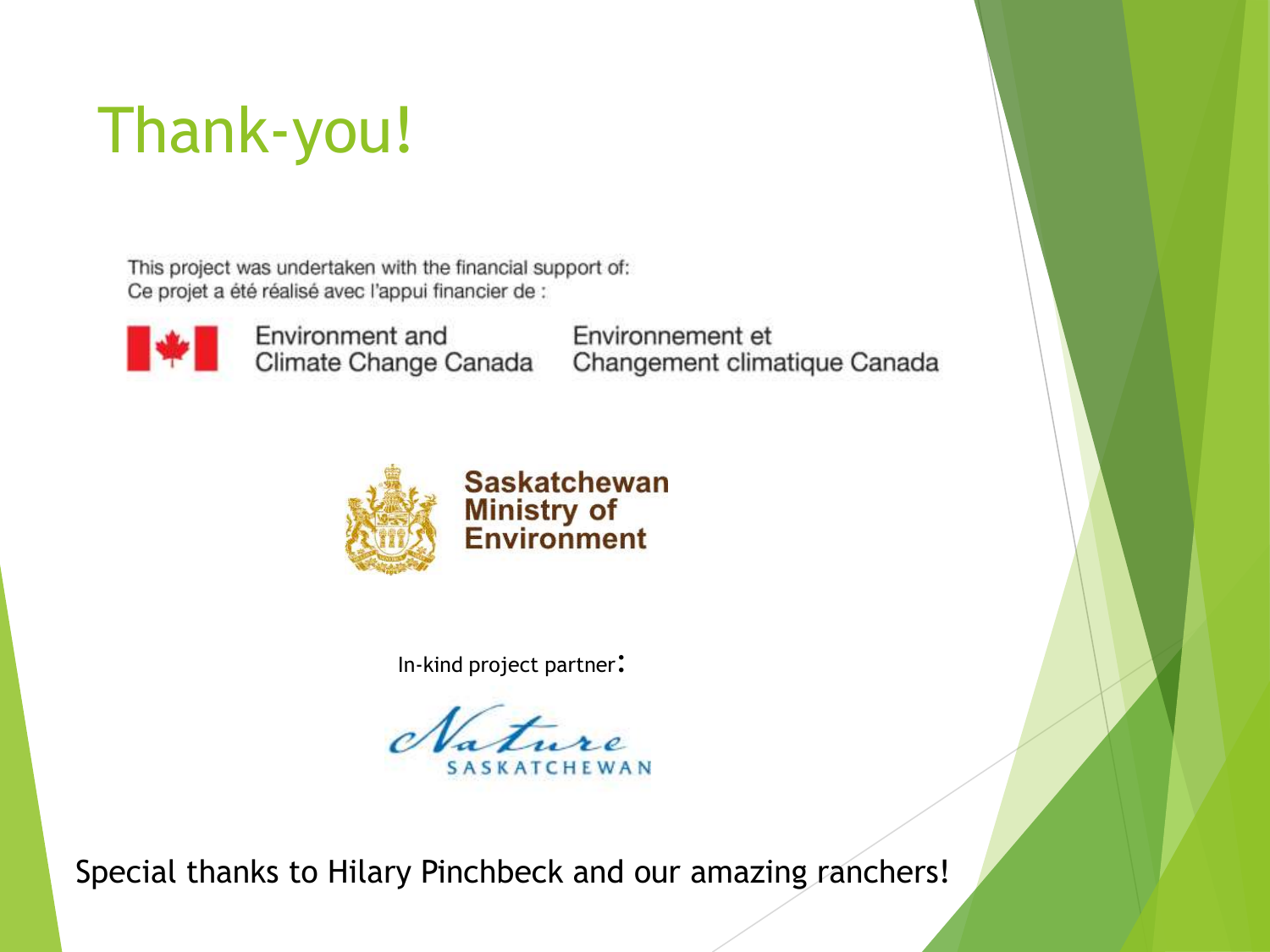# Thank-you!

This project was undertaken with the financial support of:
Ce projet a été réalisé avec l'appui financier de :

Environment and Climate Change Canada | Environnement et Changement climatique Canada

Saskatchewan Ministry of Environment

In-kind project partner:

Nature Saskatchewan

Special thanks to Hilary Pinchbeck and our amazing ranchers!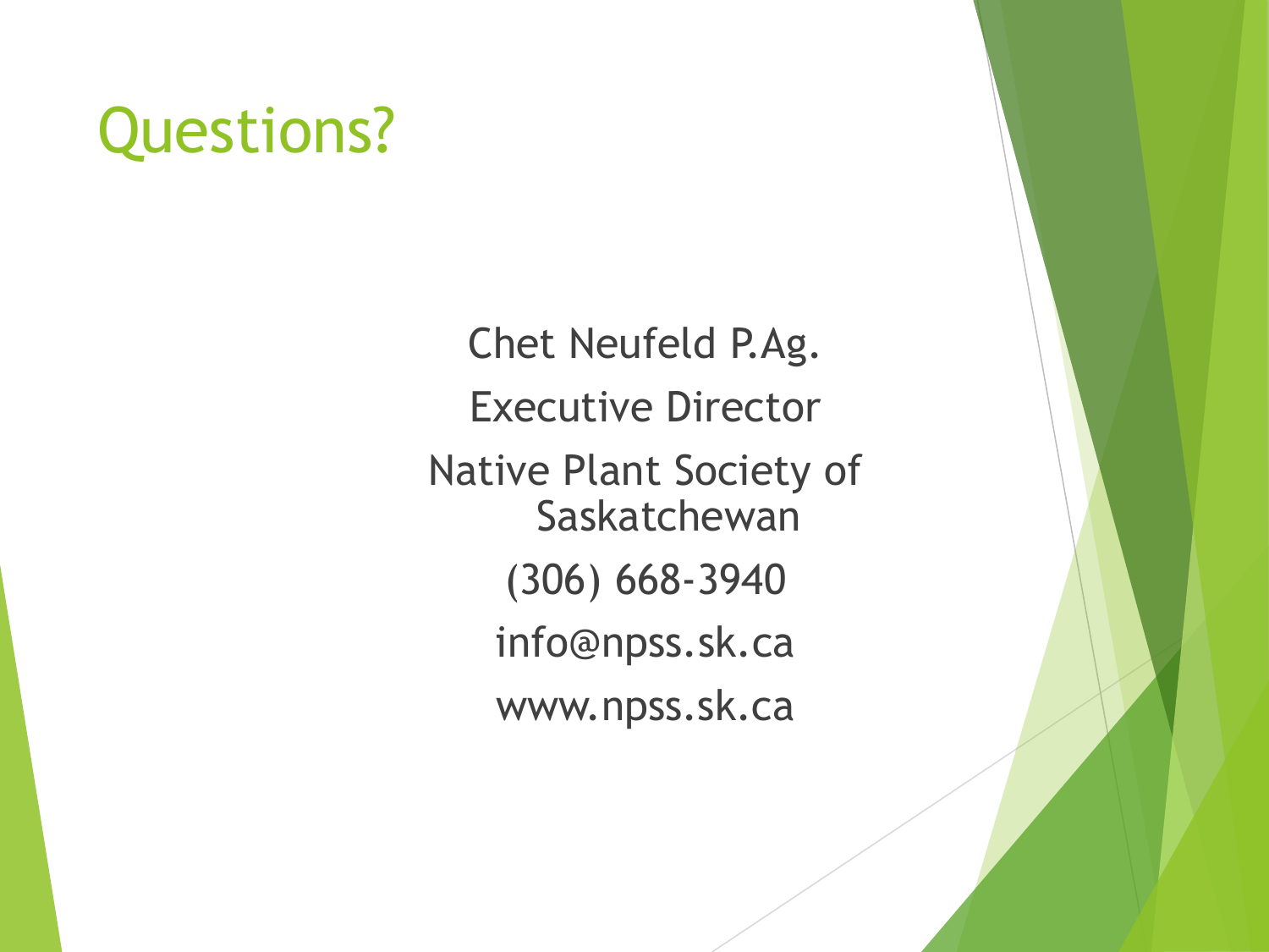# Questions?

Chet Neufeld P.Ag.

Executive Director

Native Plant Society of Saskatchewan

(306) 668-3940

info@npss.sk.ca

www.npss.sk.ca